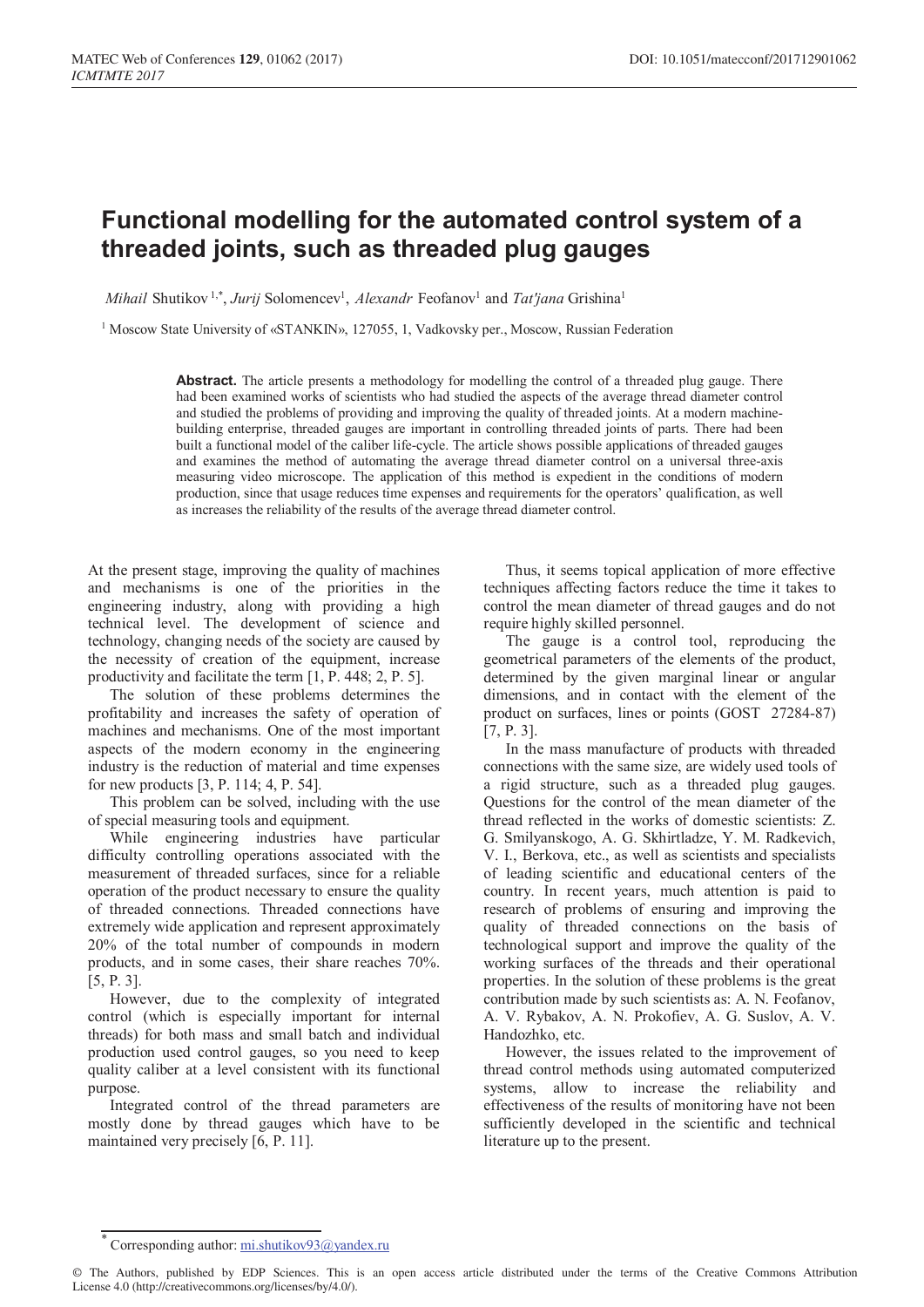# Functional modelling for the automated control system of a threaded joints, such as threaded plug gauges

*Mihail* Shutikov [1,*], *Jurij* Solomencev[1], *Alexandr* Feofanov[1] and *Tat'jana* Grishina[1]

[1] Moscow State University of «STANKIN», 127055, 1, Vadkovsky per., Moscow, Russian Federation

**Abstract.** The article presents a methodology for modelling the control of a threaded plug gauge. There had been examined works of scientists who had studied the aspects of the average thread diameter control and studied the problems of providing and improving the quality of threaded joints. At a modern machine-building enterprise, threaded gauges are important in controlling threaded joints of parts. There had been built a functional model of the caliber life-cycle. The article shows possible applications of threaded gauges and examines the method of automating the average thread diameter control on a universal three-axis measuring video microscope. The application of this method is expedient in the conditions of modern production, since that usage reduces time expenses and requirements for the operators' qualification, as well as increases the reliability of the results of the average thread diameter control.

At the present stage, improving the quality of machines and mechanisms is one of the priorities in the engineering industry, along with providing a high technical level. The development of science and technology, changing needs of the society are caused by the necessity of creation of the equipment, increase productivity and facilitate the term [1, P. 448; 2, P. 5].

The solution of these problems determines the profitability and increases the safety of operation of machines and mechanisms. One of the most important aspects of the modern economy in the engineering industry is the reduction of material and time expenses for new products [3, P. 114; 4, P. 54].

This problem can be solved, including with the use of special measuring tools and equipment.

While engineering industries have particular difficulty controlling operations associated with the measurement of threaded surfaces, since for a reliable operation of the product necessary to ensure the quality of threaded connections. Threaded connections have extremely wide application and represent approximately 20% of the total number of compounds in modern products, and in some cases, their share reaches 70%. [5, P. 3].

However, due to the complexity of integrated control (which is especially important for internal threads) for both mass and small batch and individual production used control gauges, so you need to keep quality caliber at a level consistent with its functional purpose.

Integrated control of the thread parameters are mostly done by thread gauges which have to be maintained very precisely [6, P. 11].

Thus, it seems topical application of more effective techniques affecting factors reduce the time it takes to control the mean diameter of thread gauges and do not require highly skilled personnel.

The gauge is a control tool, reproducing the geometrical parameters of the elements of the product, determined by the given marginal linear or angular dimensions, and in contact with the element of the product on surfaces, lines or points (GOST 27284-87) [7, P. 3].

In the mass manufacture of products with threaded connections with the same size, are widely used tools of a rigid structure, such as a threaded plug gauges. Questions for the control of the mean diameter of the thread reflected in the works of domestic scientists: Z. G. Smilyanskogo, A. G. Skhirtladze, Y. M. Radkevich, V. I., Berkova, etc., as well as scientists and specialists of leading scientific and educational centers of the country. In recent years, much attention is paid to research of problems of ensuring and improving the quality of threaded connections on the basis of technological support and improve the quality of the working surfaces of the threads and their operational properties. In the solution of these problems is the great contribution made by such scientists as: A. N. Feofanov, A. V. Rybakov, A. N. Prokofiev, A. G. Suslov, A. V. Handozhko, etc.

However, the issues related to the improvement of thread control methods using automated computerized systems, allow to increase the reliability and effectiveness of the results of monitoring have not been sufficiently developed in the scientific and technical literature up to the present.

* Corresponding author: mi.shutikov93@yandex.ru

© The Authors, published by EDP Sciences. This is an open access article distributed under the terms of the Creative Commons Attribution License 4.0 (http://creativecommons.org/licenses/by/4.0/).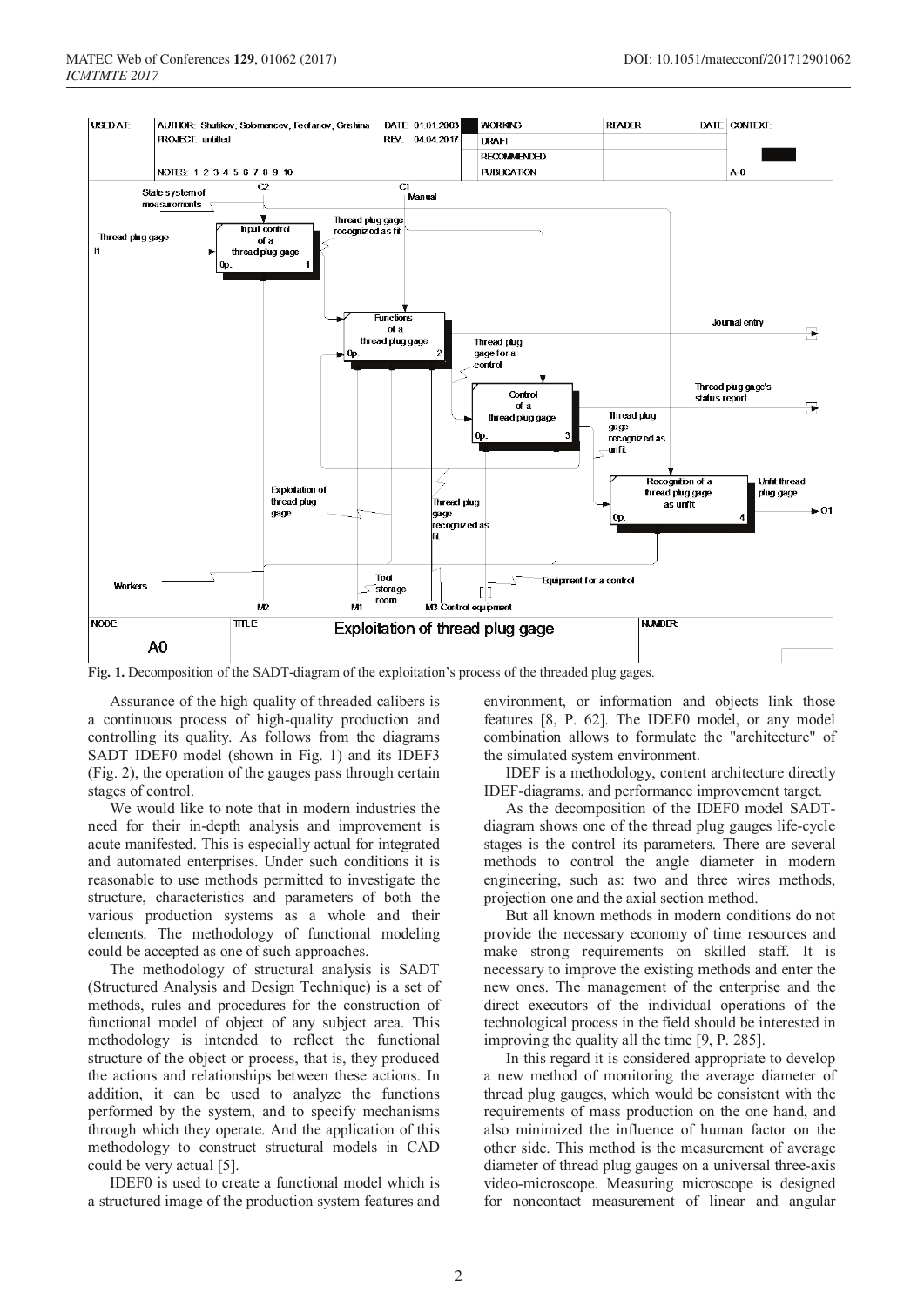**Fig. 1.** Decomposition of the SADT-diagram of the exploitation's process of the threaded plug gages.

Assurance of the high quality of threaded calibers is a continuous process of high-quality production and controlling its quality. As follows from the diagrams SADT IDEF0 model (shown in Fig. 1) and its IDEF3 (Fig. 2), the operation of the gauges pass through certain stages of control.

We would like to note that in modern industries the need for their in-depth analysis and improvement is acute manifested. This is especially actual for integrated and automated enterprises. Under such conditions it is reasonable to use methods permitted to investigate the structure, characteristics and parameters of both the various production systems as a whole and their elements. The methodology of functional modeling could be accepted as one of such approaches.

The methodology of structural analysis is SADT (Structured Analysis and Design Technique) is a set of methods, rules and procedures for the construction of functional model of object of any subject area. This methodology is intended to reflect the functional structure of the object or process, that is, they produced the actions and relationships between these actions. In addition, it can be used to analyze the functions performed by the system, and to specify mechanisms through which they operate. And the application of this methodology to construct structural models in CAD could be very actual [5].

IDEF0 is used to create a functional model which is a structured image of the production system features and environment, or information and objects link those features [8, P. 62]. The IDEF0 model, or any model combination allows to formulate the "architecture" of the simulated system environment.

IDEF is a methodology, content architecture directly IDEF-diagrams, and performance improvement target.

As the decomposition of the IDEF0 model SADT-diagram shows one of the thread plug gauges life-cycle stages is the control its parameters. There are several methods to control the angle diameter in modern engineering, such as: two and three wires methods, projection one and the axial section method.

But all known methods in modern conditions do not provide the necessary economy of time resources and make strong requirements on skilled staff. It is necessary to improve the existing methods and enter the new ones. The management of the enterprise and the direct executors of the individual operations of the technological process in the field should be interested in improving the quality all the time [9, P. 285].

In this regard it is considered appropriate to develop a new method of monitoring the average diameter of thread plug gauges, which would be consistent with the requirements of mass production on the one hand, and also minimized the influence of human factor on the other side. This method is the measurement of average diameter of thread plug gauges on a universal three-axis video-microscope. Measuring microscope is designed for noncontact measurement of linear and angular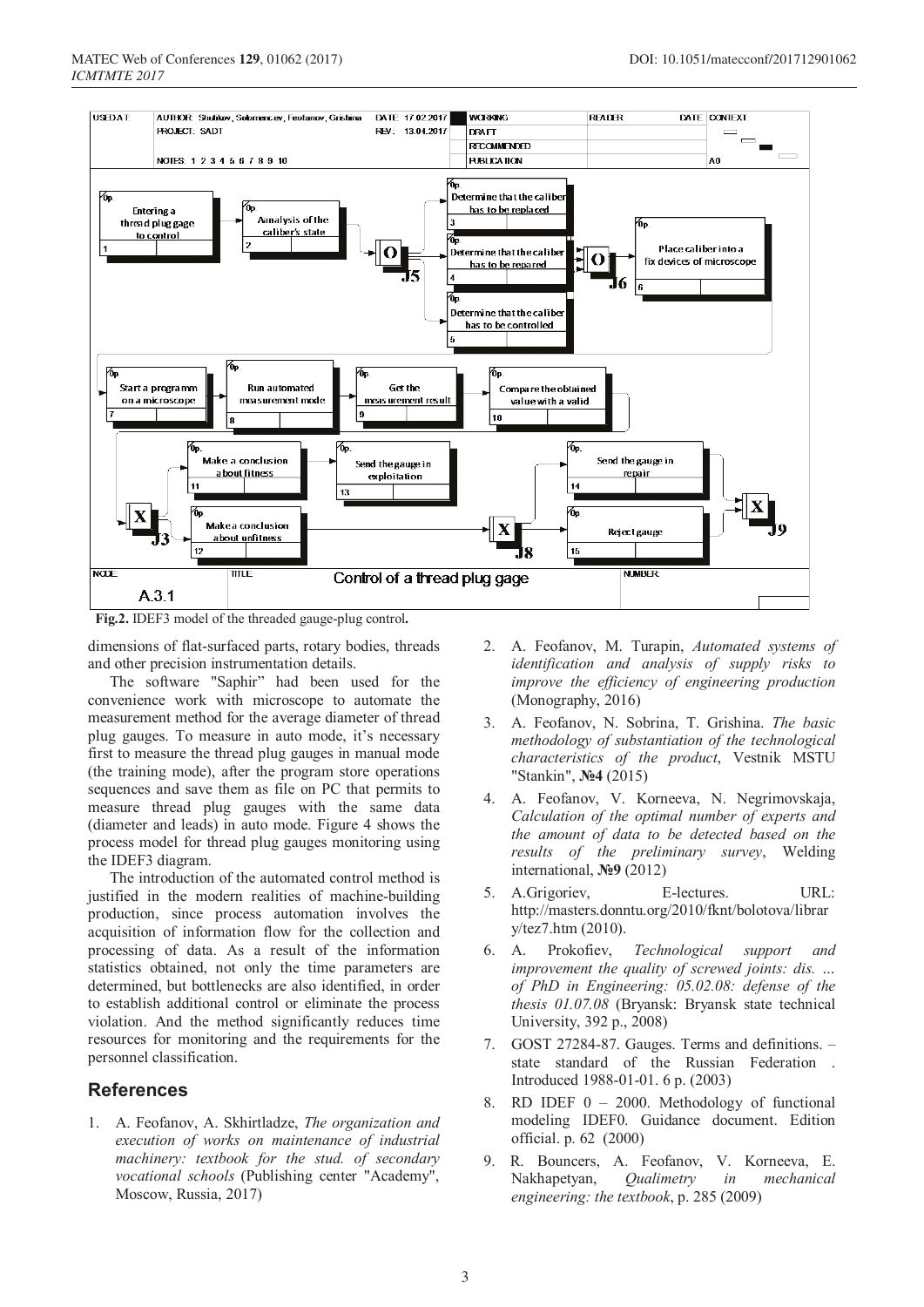USED AT: AUTHOR: Shubkov, Sobmencev, Feofanov, Grishina DATE: 17.02.2017 REV.: 13.04.2017 WORKING DRAFT RECOMMENDED PUBLICATION READER DATE CONTEXT

PROJECT: SADT

NOTES: 1 2 3 4 5 6 7 8 9 10

A0

Entering a thread plug gage to control 1

Analysis of the caliber's state 2

O J5

Determine that the caliber has to be replaced 3

Determine that the caliber has to be repared 4

Determine that the caliber has to be controlled 5

O J6

Place caliber into a fix devices of microscope 6

Start a programm on a microscope 7

Run automated measurement mode 8

Get the measurement result 9

Compare the obtained value with a valid 10

X J3

Make a conclusion about fitness 11

Make a conclusion about unfitness 12

Send the gauge in exploitation 13

X J8

Send the gauge in repair 14

Reject gauge 15

X J9

NODE: A.3.1 TITLE: Control of a thread plug gage NUMBER:

**Fig.2.** IDEF3 model of the threaded gauge-plug control.

dimensions of flat-surfaced parts, rotary bodies, threads and other precision instrumentation details.

The software "Saphir" had been used for the convenience work with microscope to automate the measurement method for the average diameter of thread plug gauges. To measure in auto mode, it's necessary first to measure the thread plug gauges in manual mode (the training mode), after the program store operations sequences and save them as file on PC that permits to measure thread plug gauges with the same data (diameter and leads) in auto mode. Figure 4 shows the process model for thread plug gauges monitoring using the IDEF3 diagram.

The introduction of the automated control method is justified in the modern realities of machine-building production, since process automation involves the acquisition of information flow for the collection and processing of data. As a result of the information statistics obtained, not only the time parameters are determined, but bottlenecks are also identified, in order to establish additional control or eliminate the process violation. And the method significantly reduces time resources for monitoring and the requirements for the personnel classification.

## References

1. A. Feofanov, A. Skhirtladze, *The organization and execution of works on maintenance of industrial machinery: textbook for the stud. of secondary vocational schools* (Publishing center "Academy", Moscow, Russia, 2017)
2. A. Feofanov, M. Turapin, *Automated systems of identification and analysis of supply risks to improve the efficiency of engineering production* (Monography, 2016)
3. A. Feofanov, N. Sobrina, T. Grishina. *The basic methodology of substantiation of the technological characteristics of the product*, Vestnik MSTU "Stankin", **№4** (2015)
4. A. Feofanov, V. Korneeva, N. Negrimovskaja, *Calculation of the optimal number of experts and the amount of data to be detected based on the results of the preliminary survey*, Welding international, **№9** (2012)
5. A.Grigoriev, E-lectures. URL: http://masters.donntu.org/2010/fknt/bolotova/library/tez7.htm (2010).
6. A. Prokofiev, *Technological support and improvement the quality of screwed joints: dis. … of PhD in Engineering: 05.02.08: defense of the thesis 01.07.08* (Bryansk: Bryansk state technical University, 392 p., 2008)
7. GOST 27284-87. Gauges. Terms and definitions. – state standard of the Russian Federation . Introduced 1988-01-01. 6 p. (2003)
8. RD IDEF 0 – 2000. Methodology of functional modeling IDEF0. Guidance document. Edition official. p. 62 (2000)
9. R. Bouncers, A. Feofanov, V. Korneeva, E. Nakhapetyan, *Qualimetry in mechanical engineering: the textbook*, p. 285 (2009)